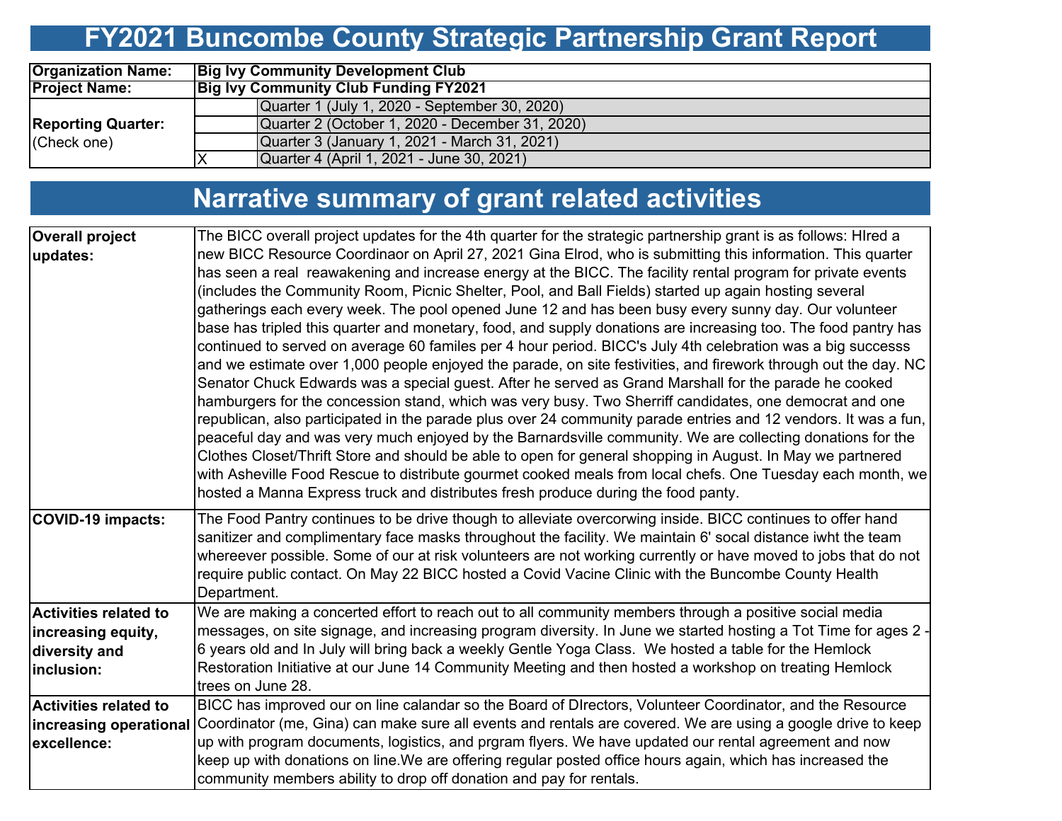# FY2021 Buncombe County Strategic Partnership Grant Report

| | | |
|---|---|---|
| **Organization Name:** | **Big Ivy Community Development Club** | |
| **Project Name:** | **Big Ivy Community Club Funding FY2021** | |
| **Reporting Quarter:** (Check one) | | Quarter 1 (July 1, 2020 - September 30, 2020) |
| | | Quarter 2 (October 1, 2020 - December 31, 2020) |
| | | Quarter 3 (January 1, 2021 - March 31, 2021) |
| | X | Quarter 4 (April 1, 2021 - June 30, 2021) |

## Narrative summary of grant related activities

| | |
|---|---|
| **Overall project updates:** | The BICC overall project updates for the 4th quarter for the strategic partnership grant is as follows: HIred a new BICC Resource Coordinaor on April 27, 2021 Gina Elrod, who is submitting this information. This quarter has seen a real reawakening and increase energy at the BICC. The facility rental program for private events (includes the Community Room, Picnic Shelter, Pool, and Ball Fields) started up again hosting several gatherings each every week. The pool opened June 12 and has been busy every sunny day. Our volunteer base has tripled this quarter and monetary, food, and supply donations are increasing too. The food pantry has continued to served on average 60 familes per 4 hour period. BICC's July 4th celebration was a big successs and we estimate over 1,000 people enjoyed the parade, on site festivities, and firework through out the day. NC Senator Chuck Edwards was a special guest. After he served as Grand Marshall for the parade he cooked hamburgers for the concession stand, which was very busy. Two Sherriff candidates, one democrat and one republican, also participated in the parade plus over 24 community parade entries and 12 vendors. It was a fun, peaceful day and was very much enjoyed by the Barnardsville community. We are collecting donations for the Clothes Closet/Thrift Store and should be able to open for general shopping in August. In May we partnered with Asheville Food Rescue to distribute gourmet cooked meals from local chefs. One Tuesday each month, we hosted a Manna Express truck and distributes fresh produce during the food panty. |
| **COVID-19 impacts:** | The Food Pantry continues to be drive though to alleviate overcorwing inside. BICC continues to offer hand sanitizer and complimentary face masks throughout the facility. We maintain 6' socal distance iwht the team whereever possible. Some of our at risk volunteers are not working currently or have moved to jobs that do not require public contact. On May 22 BICC hosted a Covid Vacine Clinic with the Buncombe County Health Department. |
| **Activities related to increasing equity, diversity and inclusion:** | We are making a concerted effort to reach out to all community members through a positive social media messages, on site signage, and increasing program diversity. In June we started hosting a Tot Time for ages 2 - 6 years old and In July will bring back a weekly Gentle Yoga Class. We hosted a table for the Hemlock Restoration Initiative at our June 14 Community Meeting and then hosted a workshop on treating Hemlock trees on June 28. |
| **Activities related to increasing operational excellence:** | BICC has improved our on line calandar so the Board of DIrectors, Volunteer Coordinator, and the Resource Coordinator (me, Gina) can make sure all events and rentals are covered. We are using a google drive to keep up with program documents, logistics, and prgram flyers. We have updated our rental agreement and now keep up with donations on line.We are offering regular posted office hours again, which has increased the community members ability to drop off donation and pay for rentals. |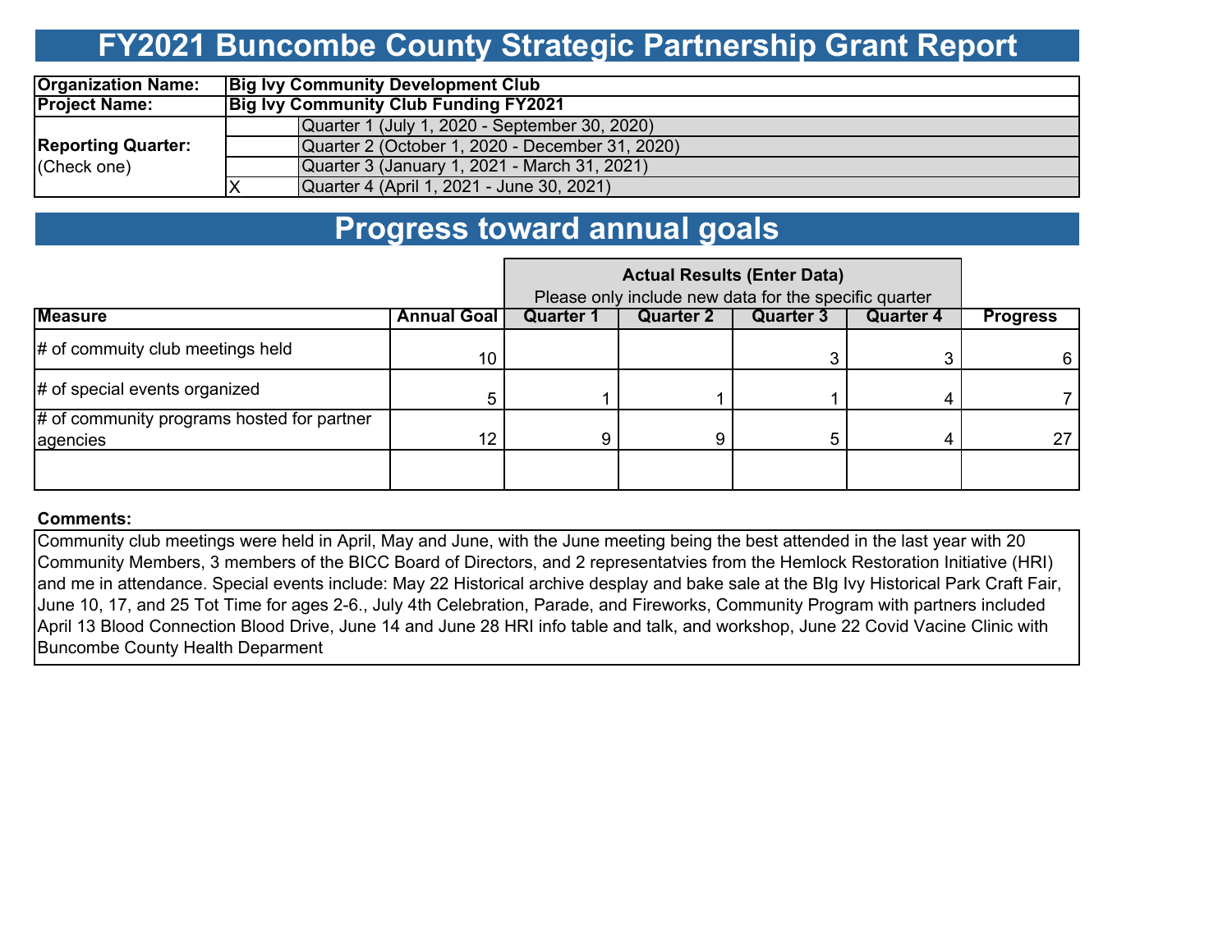# FY2021 Buncombe County Strategic Partnership Grant Report

| | | |
|---|---|---|
| **Organization Name:** | **Big Ivy Community Development Club** | |
| **Project Name:** | **Big Ivy Community Club Funding FY2021** | |
| **Reporting Quarter:** (Check one) | | Quarter 1 (July 1, 2020 - September 30, 2020) |
| | | Quarter 2 (October 1, 2020 - December 31, 2020) |
| | | Quarter 3 (January 1, 2021 - March 31, 2021) |
| | X | Quarter 4 (April 1, 2021 - June 30, 2021) |

# Progress toward annual goals

| | | **Actual Results (Enter Data)** Please only include new data for the specific quarter | | | | |
|---|---|---|---|---|---|---|
| **Measure** | **Annual Goal** | **Quarter 1** | **Quarter 2** | **Quarter 3** | **Quarter 4** | **Progress** |
| # of commuity club meetings held | 10 | | | 3 | 3 | 6 |
| # of special events organized | 5 | 1 | 1 | 1 | 4 | 7 |
| # of community programs hosted for partner agencies | 12 | 9 | 9 | 5 | 4 | 27 |
| | | | | | | |

**Comments:**

Community club meetings were held in April, May and June, with the June meeting being the best attended in the last year with 20 Community Members, 3 members of the BICC Board of Directors, and 2 representatvies from the Hemlock Restoration Initiative (HRI) and me in attendance. Special events include: May 22 Historical archive desplay and bake sale at the BIg Ivy Historical Park Craft Fair, June 10, 17, and 25 Tot Time for ages 2-6., July 4th Celebration, Parade, and Fireworks, Community Program with partners included April 13 Blood Connection Blood Drive, June 14 and June 28 HRI info table and talk, and workshop, June 22 Covid Vacine Clinic with Buncombe County Health Deparment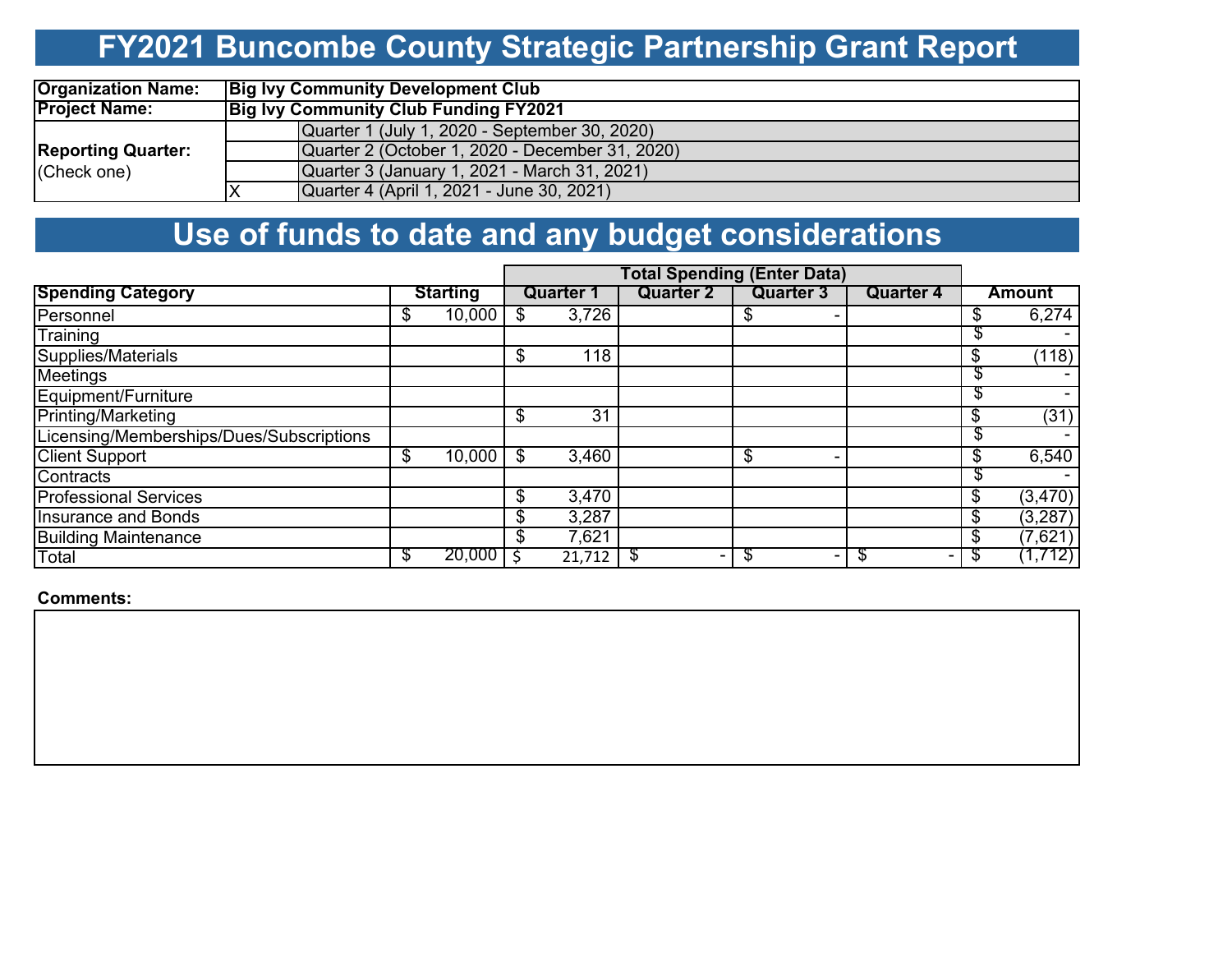# FY2021 Buncombe County Strategic Partnership Grant Report

| | | |
|---|---|---|
| **Organization Name:** | **Big Ivy Community Development Club** | |
| **Project Name:** | **Big Ivy Community Club Funding FY2021** | |
| **Reporting Quarter:** (Check one) | | Quarter 1 (July 1, 2020 - September 30, 2020) |
| | | Quarter 2 (October 1, 2020 - December 31, 2020) |
| | | Quarter 3 (January 1, 2021 - March 31, 2021) |
| | X | Quarter 4 (April 1, 2021 - June 30, 2021) |

# Use of funds to date and any budget considerations

| | | Total Spending (Enter Data) | | | | |
|---|---|---|---|---|---|---|
| **Spending Category** | **Starting** | **Quarter 1** | **Quarter 2** | **Quarter 3** | **Quarter 4** | **Amount** |
| Personnel | $ 10,000 | $ 3,726 | | $ - | | $ 6,274 |
| Training | | | | | | $ - |
| Supplies/Materials | | $ 118 | | | | $ (118) |
| Meetings | | | | | | $ - |
| Equipment/Furniture | | | | | | $ - |
| Printing/Marketing | | $ 31 | | | | $ (31) |
| Licensing/Memberships/Dues/Subscriptions | | | | | | $ - |
| Client Support | $ 10,000 | $ 3,460 | | $ - | | $ 6,540 |
| Contracts | | | | | | $ - |
| Professional Services | | $ 3,470 | | | | $ (3,470) |
| Insurance and Bonds | | $ 3,287 | | | | $ (3,287) |
| Building Maintenance | | $ 7,621 | | | | $ (7,621) |
| Total | $ 20,000 | $ 21,712 | $ - | $ - | $ - | $ (1,712) |

**Comments:**